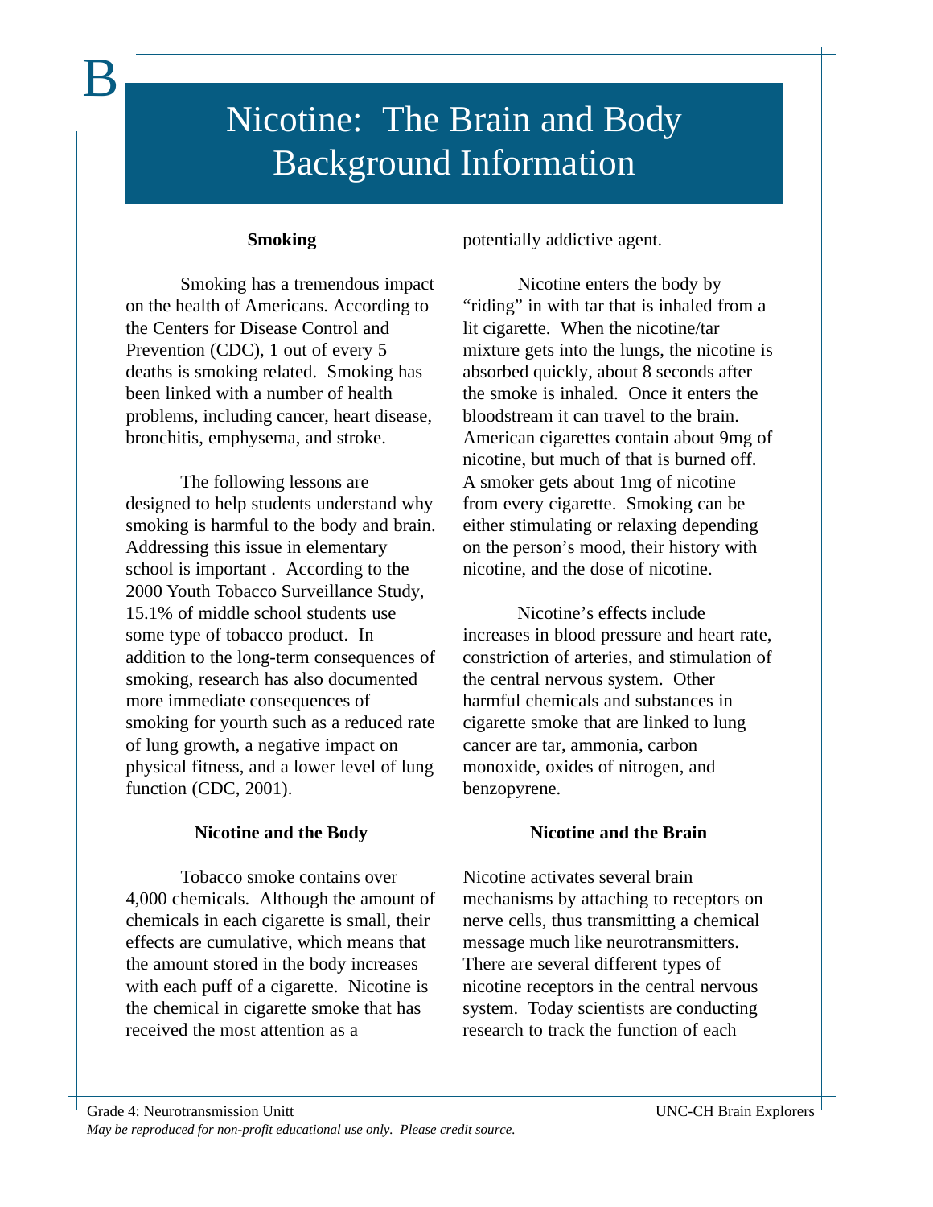# Nicotine: The Brain and Body Background Information

### Smoking

Smoking has a tremendous impact on the health of Americans. According to the Centers for Disease Control and Prevention (CDC), 1 out of every 5 deaths is smoking related. Smoking has been linked with a number of health problems, including cancer, heart disease, bronchitis, emphysema, and stroke.

The following lessons are designed to help students understand why smoking is harmful to the body and brain. Addressing this issue in elementary school is important . According to the 2000 Youth Tobacco Surveillance Study, 15.1% of middle school students use some type of tobacco product. In addition to the long-term consequences of smoking, research has also documented more immediate consequences of smoking for yourth such as a reduced rate of lung growth, a negative impact on physical fitness, and a lower level of lung function (CDC, 2001).

### Nicotine and the Body

Tobacco smoke contains over 4,000 chemicals. Although the amount of chemicals in each cigarette is small, their effects are cumulative, which means that the amount stored in the body increases with each puff of a cigarette. Nicotine is the chemical in cigarette smoke that has received the most attention as a potentially addictive agent.

Nicotine enters the body by "riding" in with tar that is inhaled from a lit cigarette. When the nicotine/tar mixture gets into the lungs, the nicotine is absorbed quickly, about 8 seconds after the smoke is inhaled. Once it enters the bloodstream it can travel to the brain. American cigarettes contain about 9mg of nicotine, but much of that is burned off. A smoker gets about 1mg of nicotine from every cigarette. Smoking can be either stimulating or relaxing depending on the person's mood, their history with nicotine, and the dose of nicotine.

Nicotine's effects include increases in blood pressure and heart rate, constriction of arteries, and stimulation of the central nervous system. Other harmful chemicals and substances in cigarette smoke that are linked to lung cancer are tar, ammonia, carbon monoxide, oxides of nitrogen, and benzopyrene.

### Nicotine and the Brain

Nicotine activates several brain mechanisms by attaching to receptors on nerve cells, thus transmitting a chemical message much like neurotransmitters. There are several different types of nicotine receptors in the central nervous system. Today scientists are conducting research to track the function of each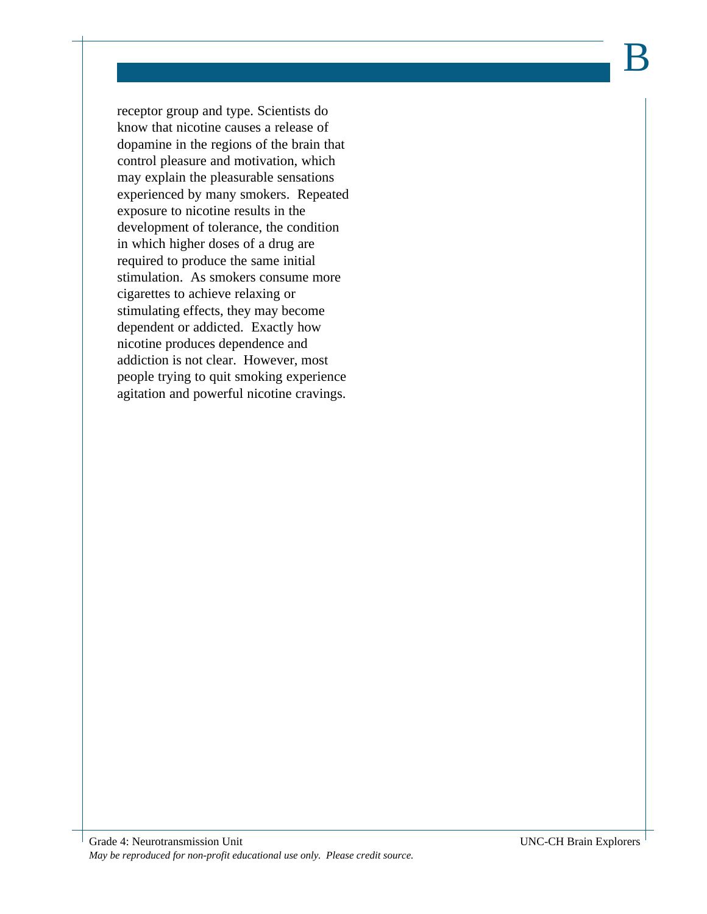receptor group and type. Scientists do know that nicotine causes a release of dopamine in the regions of the brain that control pleasure and motivation, which may explain the pleasurable sensations experienced by many smokers. Repeated exposure to nicotine results in the development of tolerance, the condition in which higher doses of a drug are required to produce the same initial stimulation. As smokers consume more cigarettes to achieve relaxing or stimulating effects, they may become dependent or addicted. Exactly how nicotine produces dependence and addiction is not clear. However, most people trying to quit smoking experience agitation and powerful nicotine cravings.